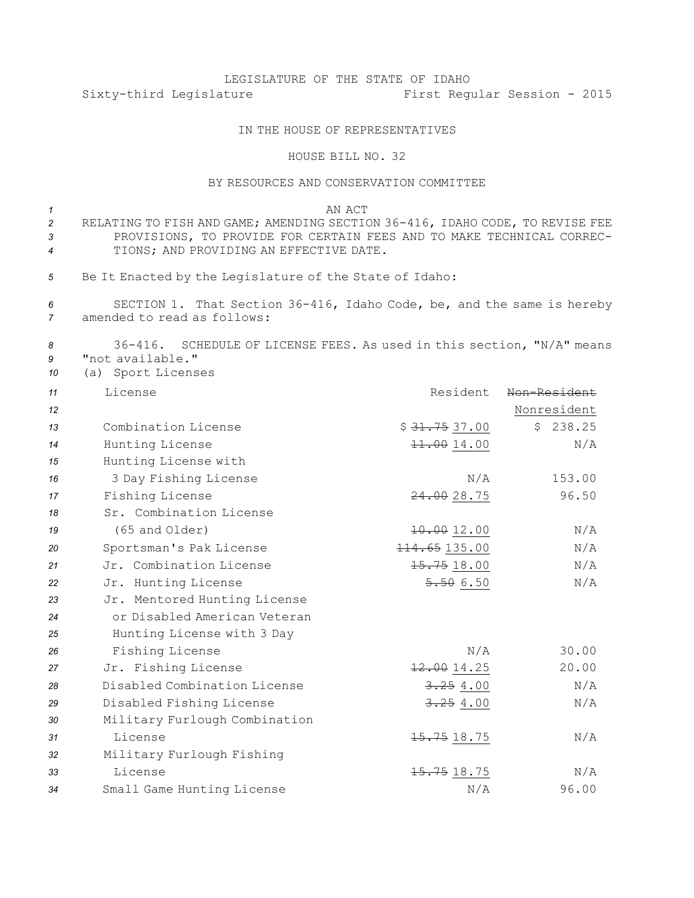LEGISLATURE OF THE STATE OF IDAHO

Sixty-third Legislature First Regular Session - 2015

IN THE HOUSE OF REPRESENTATIVES

HOUSE BILL NO. 32

BY RESOURCES AND CONSERVATION COMMITTEE

AN ACT

RELATING TO FISH AND GAME; AMENDING SECTION 36-416, IDAHO CODE, TO REVISE FEE PROVISIONS, TO PROVIDE FOR CERTAIN FEES AND TO MAKE TECHNICAL CORRECTIONS; AND PROVIDING AN EFFECTIVE DATE.

Be It Enacted by the Legislature of the State of Idaho:

SECTION 1. That Section 36-416, Idaho Code, be, and the same is hereby amended to read as follows:

36-416. SCHEDULE OF LICENSE FEES. As used in this section, "N/A" means "not available."

(a) Sport Licenses

| License | Resident | ~~Non-Resident~~ Nonresident |
|---|---|---|
| Combination License | $ ~~31.75~~ 37.00 | $ 238.25 |
| Hunting License | ~~11.00~~ 14.00 | N/A |
| Hunting License with 3 Day Fishing License | N/A | 153.00 |
| Fishing License | ~~24.00~~ 28.75 | 96.50 |
| Sr. Combination License (65 and Older) | ~~10.00~~ 12.00 | N/A |
| Sportsman's Pak License | ~~114.65~~ 135.00 | N/A |
| Jr. Combination License | ~~15.75~~ 18.00 | N/A |
| Jr. Hunting License | ~~5.50~~ 6.50 | N/A |
| Jr. Mentored Hunting License or Disabled American Veteran Hunting License with 3 Day Fishing License | N/A | 30.00 |
| Jr. Fishing License | ~~12.00~~ 14.25 | 20.00 |
| Disabled Combination License | ~~3.25~~ 4.00 | N/A |
| Disabled Fishing License | ~~3.25~~ 4.00 | N/A |
| Military Furlough Combination License | ~~15.75~~ 18.75 | N/A |
| Military Furlough Fishing License | ~~15.75~~ 18.75 | N/A |
| Small Game Hunting License | N/A | 96.00 |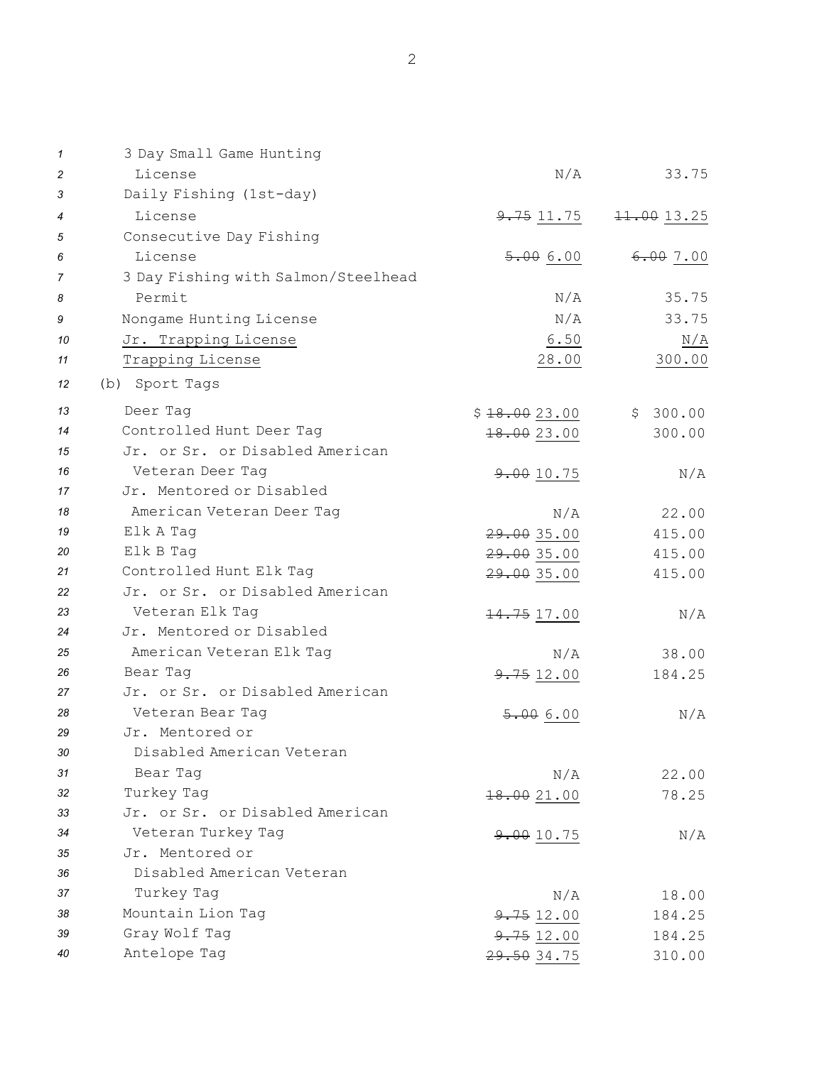| | | |
|---|---|---|
| 3 Day Small Game Hunting License | N/A | 33.75 |
| Daily Fishing (1st-day) License | ~~9.75~~ <u>11.75</u> | ~~11.00~~ <u>13.25</u> |
| Consecutive Day Fishing License | ~~5.00~~ <u>6.00</u> | ~~6.00~~ <u>7.00</u> |
| 3 Day Fishing with Salmon/Steelhead Permit | N/A | 35.75 |
| Nongame Hunting License | N/A | 33.75 |
| <u>Jr. Trapping License</u> | <u>6.50</u> | <u>N/A</u> |
| <u>Trapping License</u> | <u>28.00</u> | <u>300.00</u> |

(b) Sport Tags

| | | |
|---|---|---|
| Deer Tag | $ ~~18.00~~ <u>23.00</u> | $ 300.00 |
| Controlled Hunt Deer Tag | ~~18.00~~ <u>23.00</u> | 300.00 |
| Jr. or Sr. or Disabled American Veteran Deer Tag | ~~9.00~~ <u>10.75</u> | N/A |
| Jr. Mentored or Disabled American Veteran Deer Tag | N/A | 22.00 |
| Elk A Tag | ~~29.00~~ <u>35.00</u> | 415.00 |
| Elk B Tag | ~~29.00~~ <u>35.00</u> | 415.00 |
| Controlled Hunt Elk Tag | ~~29.00~~ <u>35.00</u> | 415.00 |
| Jr. or Sr. or Disabled American Veteran Elk Tag | ~~14.75~~ <u>17.00</u> | N/A |
| Jr. Mentored or Disabled American Veteran Elk Tag | N/A | 38.00 |
| Bear Tag | ~~9.75~~ <u>12.00</u> | 184.25 |
| Jr. or Sr. or Disabled American Veteran Bear Tag | ~~5.00~~ <u>6.00</u> | N/A |
| Jr. Mentored or Disabled American Veteran Bear Tag | N/A | 22.00 |
| Turkey Tag | ~~18.00~~ <u>21.00</u> | 78.25 |
| Jr. or Sr. or Disabled American Veteran Turkey Tag | ~~9.00~~ <u>10.75</u> | N/A |
| Jr. Mentored or Disabled American Veteran Turkey Tag | N/A | 18.00 |
| Mountain Lion Tag | ~~9.75~~ <u>12.00</u> | 184.25 |
| Gray Wolf Tag | ~~9.75~~ <u>12.00</u> | 184.25 |
| Antelope Tag | ~~29.50~~ <u>34.75</u> | 310.00 |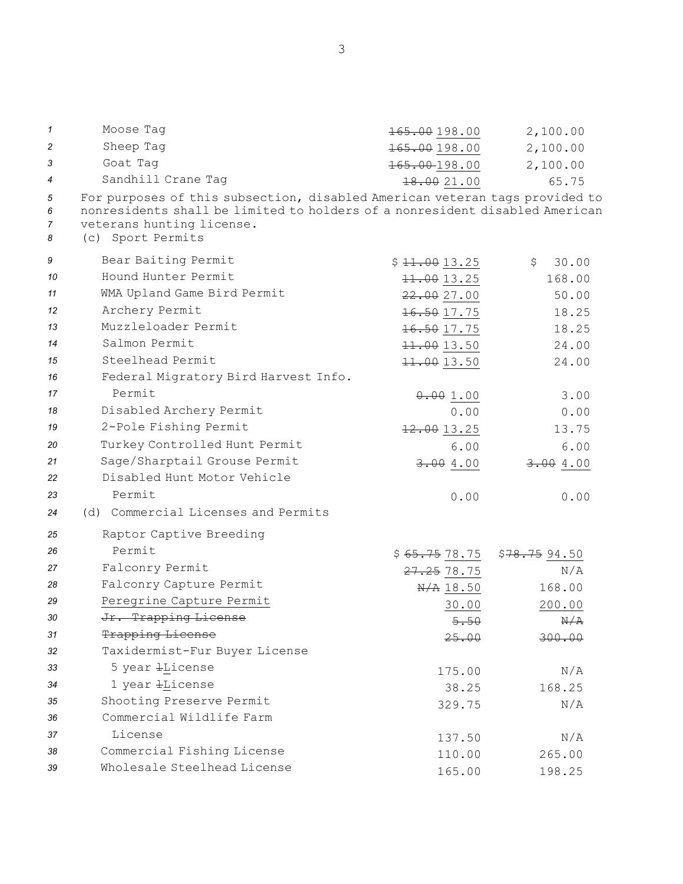| | | |
|---|---|---|
| Moose Tag | ~~165.00~~ <u>198.00</u> | 2,100.00 |
| Sheep Tag | ~~165.00~~ <u>198.00</u> | 2,100.00 |
| Goat Tag | ~~165.00~~ <u>198.00</u> | 2,100.00 |
| Sandhill Crane Tag | ~~18.00~~ <u>21.00</u> | 65.75 |

For purposes of this subsection, disabled American veteran tags provided to nonresidents shall be limited to holders of a nonresident disabled American veterans hunting license.

(c) Sport Permits

| | | |
|---|---|---|
| Bear Baiting Permit | $ ~~11.00~~ <u>13.25</u> | $ 30.00 |
| Hound Hunter Permit | ~~11.00~~ <u>13.25</u> | 168.00 |
| WMA Upland Game Bird Permit | ~~22.00~~ <u>27.00</u> | 50.00 |
| Archery Permit | ~~16.50~~ <u>17.75</u> | 18.25 |
| Muzzleloader Permit | ~~16.50~~ <u>17.75</u> | 18.25 |
| Salmon Permit | ~~11.00~~ <u>13.50</u> | 24.00 |
| Steelhead Permit | ~~11.00~~ <u>13.50</u> | 24.00 |
| Federal Migratory Bird Harvest Info. Permit | ~~0.00~~ <u>1.00</u> | 3.00 |
| Disabled Archery Permit | 0.00 | 0.00 |
| 2-Pole Fishing Permit | ~~12.00~~ <u>13.25</u> | 13.75 |
| Turkey Controlled Hunt Permit | 6.00 | 6.00 |
| Sage/Sharptail Grouse Permit | ~~3.00~~ <u>4.00</u> | ~~3.00~~ <u>4.00</u> |
| Disabled Hunt Motor Vehicle Permit | 0.00 | 0.00 |

(d) Commercial Licenses and Permits

| | | |
|---|---|---|
| Raptor Captive Breeding Permit | $ ~~65.75~~ <u>78.75</u> | $ ~~78.75~~ <u>94.50</u> |
| Falconry Permit | ~~27.25~~ <u>78.75</u> | N/A |
| Falconry Capture Permit | ~~N/A~~ <u>18.50</u> | 168.00 |
| <u>Peregrine Capture Permit</u> | <u>30.00</u> | <u>200.00</u> |
| ~~Jr. Trapping License~~ | ~~5.50~~ | ~~N/A~~ |
| ~~Trapping License~~ | ~~25.00~~ | ~~300.00~~ |
| Taxidermist-Fur Buyer License | | |
| 5 year ~~l~~<u>L</u>icense | 175.00 | N/A |
| 1 year ~~l~~<u>L</u>icense | 38.25 | 168.25 |
| Shooting Preserve Permit | 329.75 | N/A |
| Commercial Wildlife Farm License | 137.50 | N/A |
| Commercial Fishing License | 110.00 | 265.00 |
| Wholesale Steelhead License | 165.00 | 198.25 |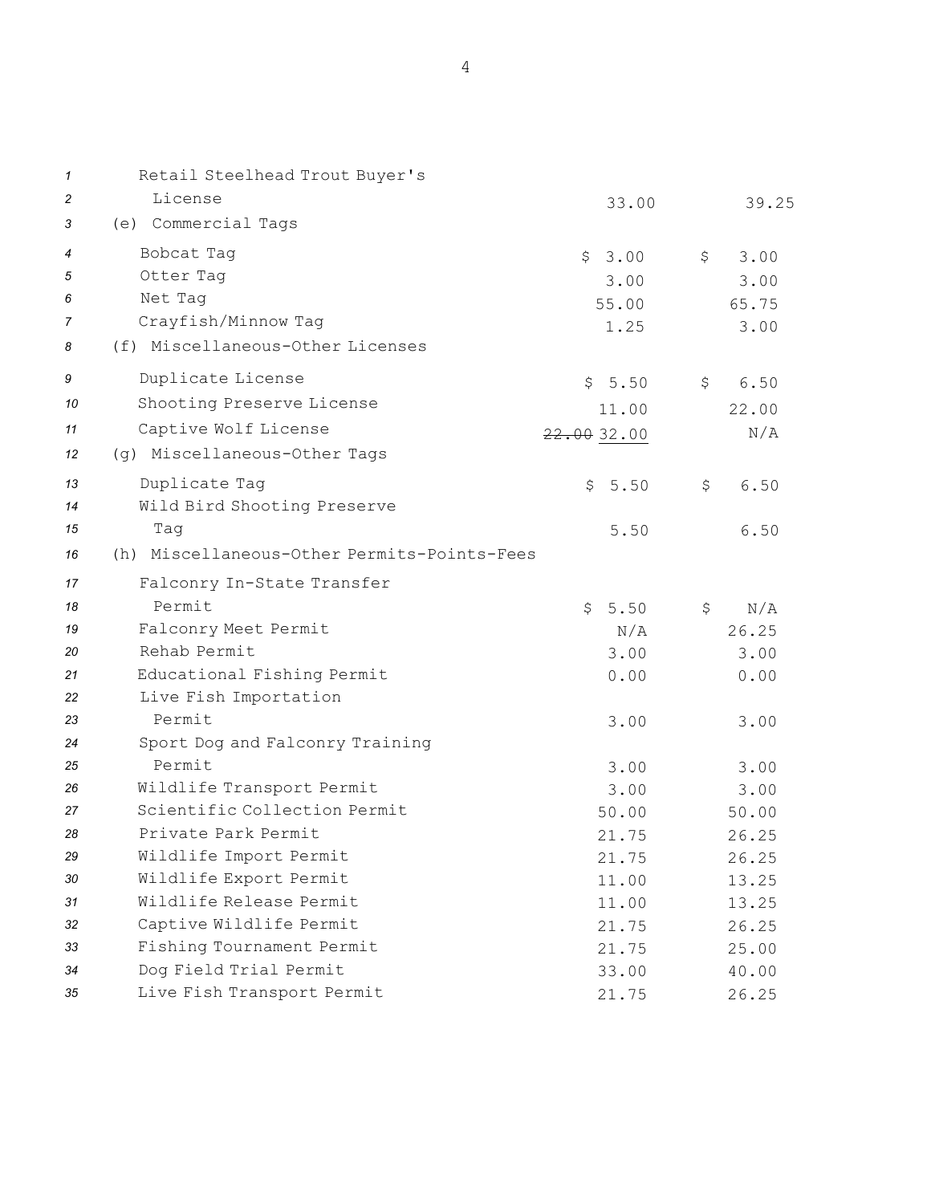| | | |
|---|---|---|
| Retail Steelhead Trout Buyer's License | 33.00 | 39.25 |
| (e) Commercial Tags | | |
| Bobcat Tag | $ 3.00 | $ 3.00 |
| Otter Tag | 3.00 | 3.00 |
| Net Tag | 55.00 | 65.75 |
| Crayfish/Minnow Tag | 1.25 | 3.00 |
| (f) Miscellaneous-Other Licenses | | |
| Duplicate License | $ 5.50 | $ 6.50 |
| Shooting Preserve License | 11.00 | 22.00 |
| Captive Wolf License | ~~22.00~~ <u>32.00</u> | N/A |
| (g) Miscellaneous-Other Tags | | |
| Duplicate Tag | $ 5.50 | $ 6.50 |
| Wild Bird Shooting Preserve Tag | 5.50 | 6.50 |
| (h) Miscellaneous-Other Permits-Points-Fees | | |
| Falconry In-State Transfer Permit | $ 5.50 | $ N/A |
| Falconry Meet Permit | N/A | 26.25 |
| Rehab Permit | 3.00 | 3.00 |
| Educational Fishing Permit | 0.00 | 0.00 |
| Live Fish Importation Permit | 3.00 | 3.00 |
| Sport Dog and Falconry Training Permit | 3.00 | 3.00 |
| Wildlife Transport Permit | 3.00 | 3.00 |
| Scientific Collection Permit | 50.00 | 50.00 |
| Private Park Permit | 21.75 | 26.25 |
| Wildlife Import Permit | 21.75 | 26.25 |
| Wildlife Export Permit | 11.00 | 13.25 |
| Wildlife Release Permit | 11.00 | 13.25 |
| Captive Wildlife Permit | 21.75 | 26.25 |
| Fishing Tournament Permit | 21.75 | 25.00 |
| Dog Field Trial Permit | 33.00 | 40.00 |
| Live Fish Transport Permit | 21.75 | 26.25 |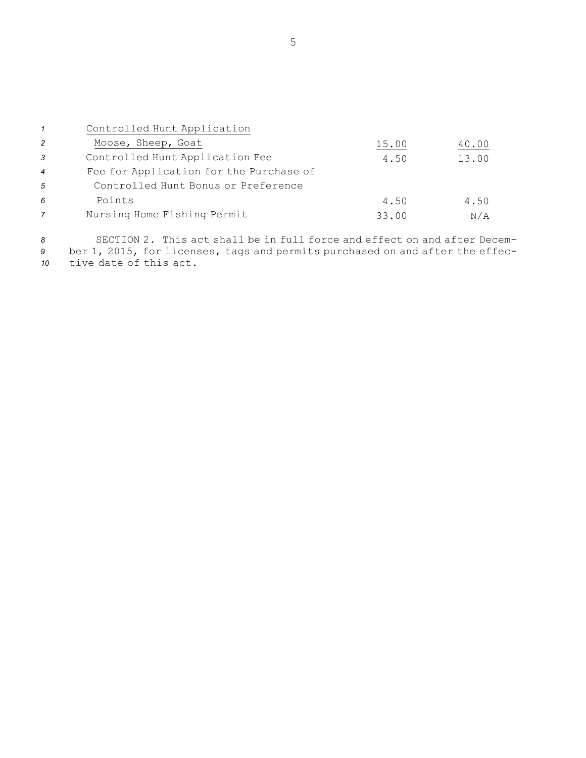| | | |
|---|---|---|
| Controlled Hunt Application | | |
| Moose, Sheep, Goat | 15.00 | 40.00 |
| Controlled Hunt Application Fee | 4.50 | 13.00 |
| Fee for Application for the Purchase of Controlled Hunt Bonus or Preference Points | 4.50 | 4.50 |
| Nursing Home Fishing Permit | 33.00 | N/A |

SECTION 2. This act shall be in full force and effect on and after December 1, 2015, for licenses, tags and permits purchased on and after the effective date of this act.